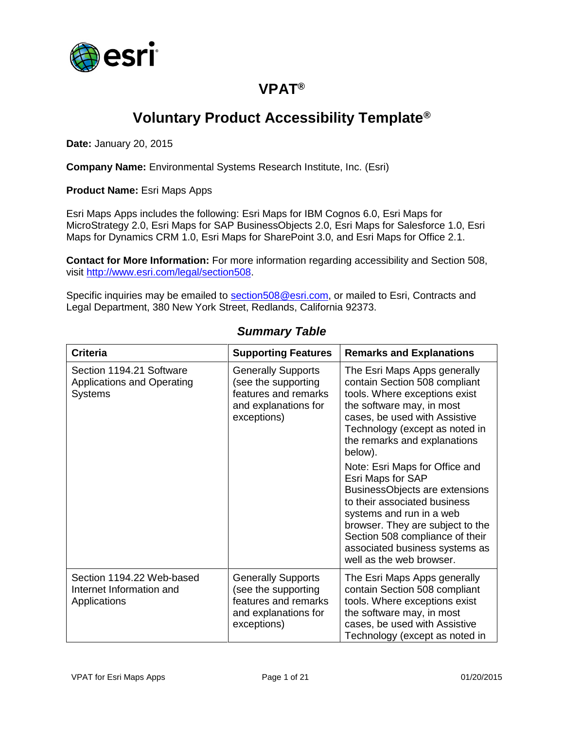# VPAT®

## Voluntary Product Accessibility Template®

**Date:** January 20, 2015

**Company Name:** Environmental Systems Research Institute, Inc. (Esri)

**Product Name:** Esri Maps Apps

Esri Maps Apps includes the following: Esri Maps for IBM Cognos 6.0, Esri Maps for MicroStrategy 2.0, Esri Maps for SAP BusinessObjects 2.0, Esri Maps for Salesforce 1.0, Esri Maps for Dynamics CRM 1.0, Esri Maps for SharePoint 3.0, and Esri Maps for Office 2.1.

**Contact for More Information:** For more information regarding accessibility and Section 508, visit http://www.esri.com/legal/section508.

Specific inquiries may be emailed to section508@esri.com, or mailed to Esri, Contracts and Legal Department, 380 New York Street, Redlands, California 92373.

### *Summary Table*

| Criteria | Supporting Features | Remarks and Explanations |
|---|---|---|
| Section 1194.21 Software Applications and Operating Systems | Generally Supports (see the supporting features and remarks and explanations for exceptions) | The Esri Maps Apps generally contain Section 508 compliant tools. Where exceptions exist the software may, in most cases, be used with Assistive Technology (except as noted in the remarks and explanations below).<br><br>Note: Esri Maps for Office and Esri Maps for SAP BusinessObjects are extensions to their associated business systems and run in a web browser. They are subject to the Section 508 compliance of their associated business systems as well as the web browser. |
| Section 1194.22 Web-based Internet Information and Applications | Generally Supports (see the supporting features and remarks and explanations for exceptions) | The Esri Maps Apps generally contain Section 508 compliant tools. Where exceptions exist the software may, in most cases, be used with Assistive Technology (except as noted in |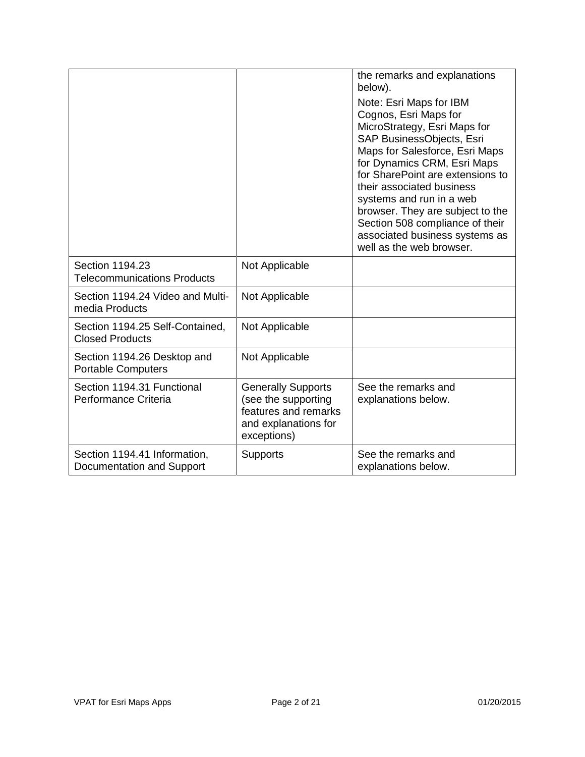| | | |
|---|---|---|
| | | the remarks and explanations below).<br><br>Note: Esri Maps for IBM Cognos, Esri Maps for MicroStrategy, Esri Maps for SAP BusinessObjects, Esri Maps for Salesforce, Esri Maps for Dynamics CRM, Esri Maps for SharePoint are extensions to their associated business systems and run in a web browser. They are subject to the Section 508 compliance of their associated business systems as well as the web browser. |
| Section 1194.23 Telecommunications Products | Not Applicable | |
| Section 1194.24 Video and Multi-media Products | Not Applicable | |
| Section 1194.25 Self-Contained, Closed Products | Not Applicable | |
| Section 1194.26 Desktop and Portable Computers | Not Applicable | |
| Section 1194.31 Functional Performance Criteria | Generally Supports (see the supporting features and remarks and explanations for exceptions) | See the remarks and explanations below. |
| Section 1194.41 Information, Documentation and Support | Supports | See the remarks and explanations below. |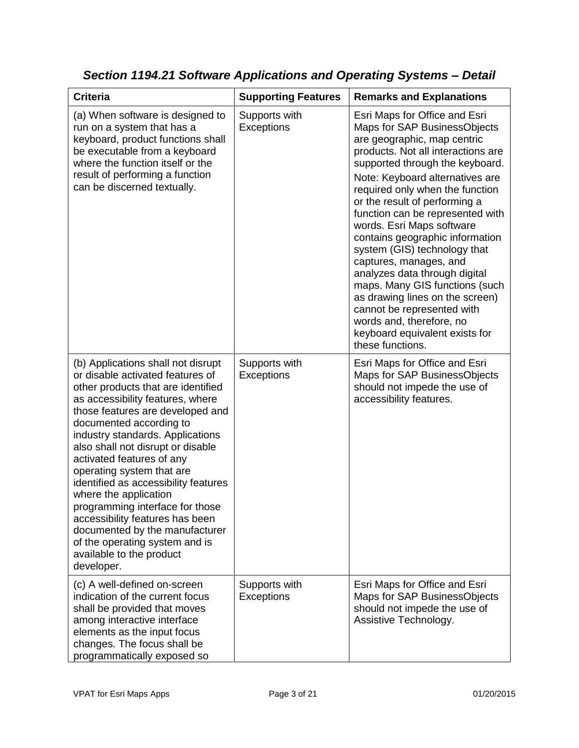## *Section 1194.21 Software Applications and Operating Systems – Detail*

| Criteria | Supporting Features | Remarks and Explanations |
|---|---|---|
| (a) When software is designed to run on a system that has a keyboard, product functions shall be executable from a keyboard where the function itself or the result of performing a function can be discerned textually. | Supports with Exceptions | Esri Maps for Office and Esri Maps for SAP BusinessObjects are geographic, map centric products. Not all interactions are supported through the keyboard.<br>Note: Keyboard alternatives are required only when the function or the result of performing a function can be represented with words. Esri Maps software contains geographic information system (GIS) technology that captures, manages, and analyzes data through digital maps. Many GIS functions (such as drawing lines on the screen) cannot be represented with words and, therefore, no keyboard equivalent exists for these functions. |
| (b) Applications shall not disrupt or disable activated features of other products that are identified as accessibility features, where those features are developed and documented according to industry standards. Applications also shall not disrupt or disable activated features of any operating system that are identified as accessibility features where the application programming interface for those accessibility features has been documented by the manufacturer of the operating system and is available to the product developer. | Supports with Exceptions | Esri Maps for Office and Esri Maps for SAP BusinessObjects should not impede the use of accessibility features. |
| (c) A well-defined on-screen indication of the current focus shall be provided that moves among interactive interface elements as the input focus changes. The focus shall be programmatically exposed so | Supports with Exceptions | Esri Maps for Office and Esri Maps for SAP BusinessObjects should not impede the use of Assistive Technology. |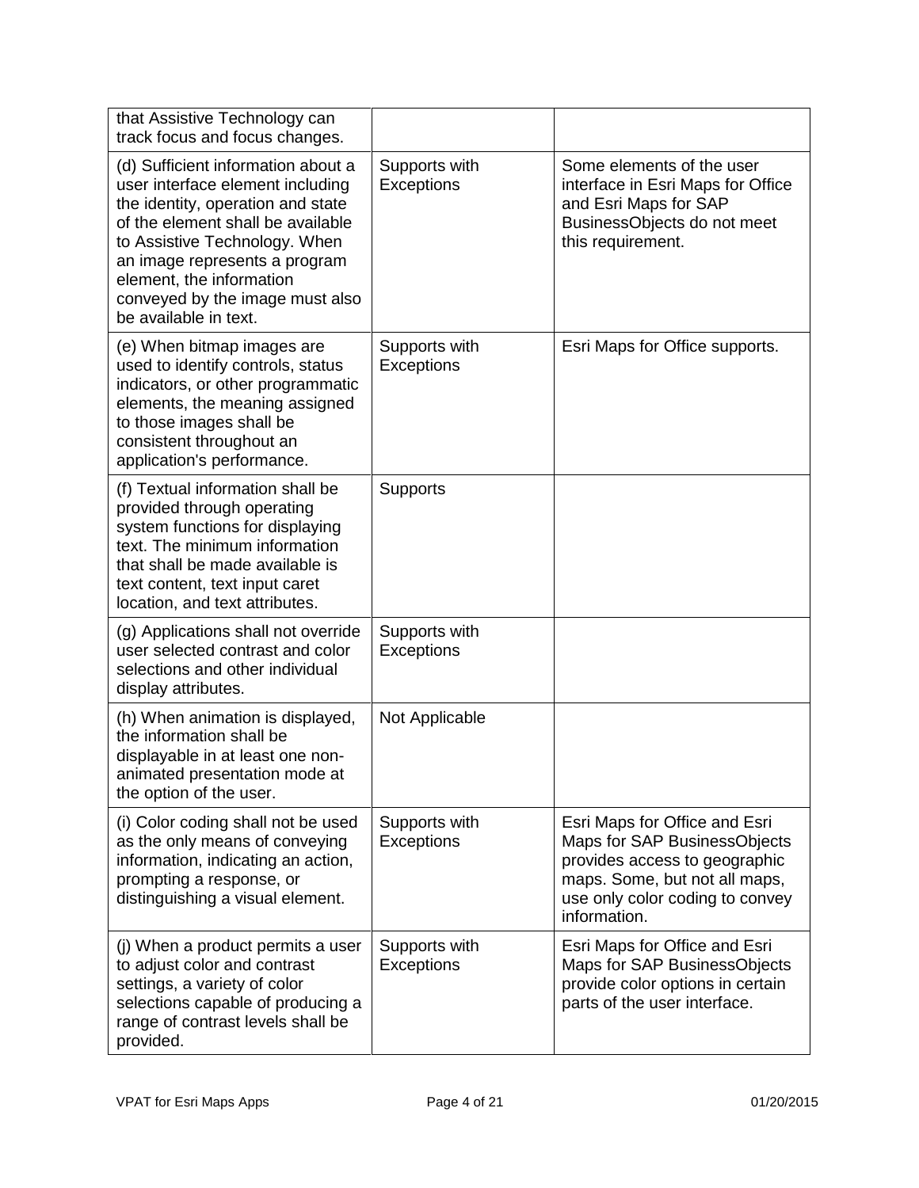| | | |
|---|---|---|
| that Assistive Technology can track focus and focus changes. | | |
| (d) Sufficient information about a user interface element including the identity, operation and state of the element shall be available to Assistive Technology. When an image represents a program element, the information conveyed by the image must also be available in text. | Supports with Exceptions | Some elements of the user interface in Esri Maps for Office and Esri Maps for SAP BusinessObjects do not meet this requirement. |
| (e) When bitmap images are used to identify controls, status indicators, or other programmatic elements, the meaning assigned to those images shall be consistent throughout an application's performance. | Supports with Exceptions | Esri Maps for Office supports. |
| (f) Textual information shall be provided through operating system functions for displaying text. The minimum information that shall be made available is text content, text input caret location, and text attributes. | Supports | |
| (g) Applications shall not override user selected contrast and color selections and other individual display attributes. | Supports with Exceptions | |
| (h) When animation is displayed, the information shall be displayable in at least one non-animated presentation mode at the option of the user. | Not Applicable | |
| (i) Color coding shall not be used as the only means of conveying information, indicating an action, prompting a response, or distinguishing a visual element. | Supports with Exceptions | Esri Maps for Office and Esri Maps for SAP BusinessObjects provides access to geographic maps. Some, but not all maps, use only color coding to convey information. |
| (j) When a product permits a user to adjust color and contrast settings, a variety of color selections capable of producing a range of contrast levels shall be provided. | Supports with Exceptions | Esri Maps for Office and Esri Maps for SAP BusinessObjects provide color options in certain parts of the user interface. |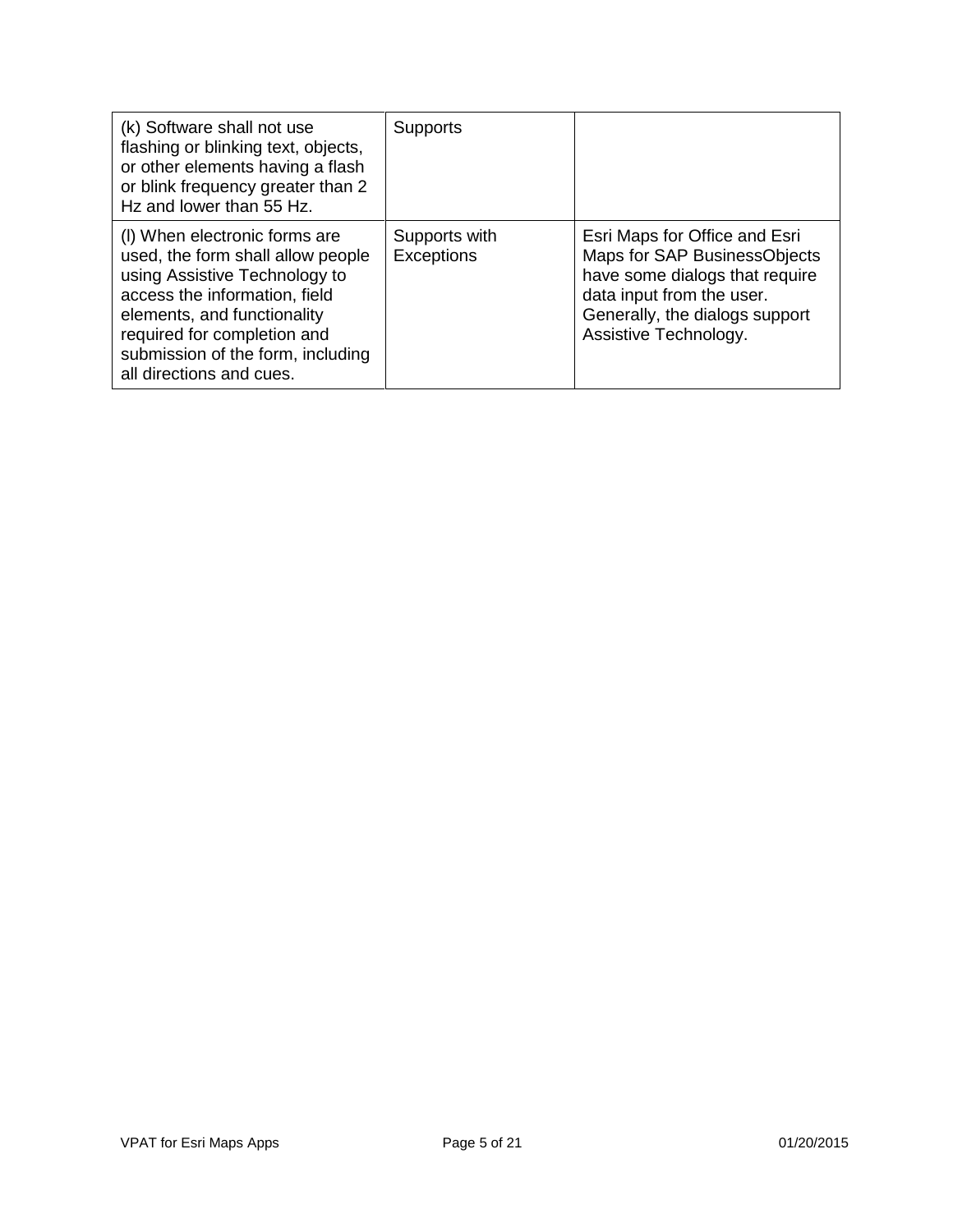| (k) Software shall not use flashing or blinking text, objects, or other elements having a flash or blink frequency greater than 2 Hz and lower than 55 Hz. | Supports | |
|---|---|---|
| (l) When electronic forms are used, the form shall allow people using Assistive Technology to access the information, field elements, and functionality required for completion and submission of the form, including all directions and cues. | Supports with Exceptions | Esri Maps for Office and Esri Maps for SAP BusinessObjects have some dialogs that require data input from the user. Generally, the dialogs support Assistive Technology. |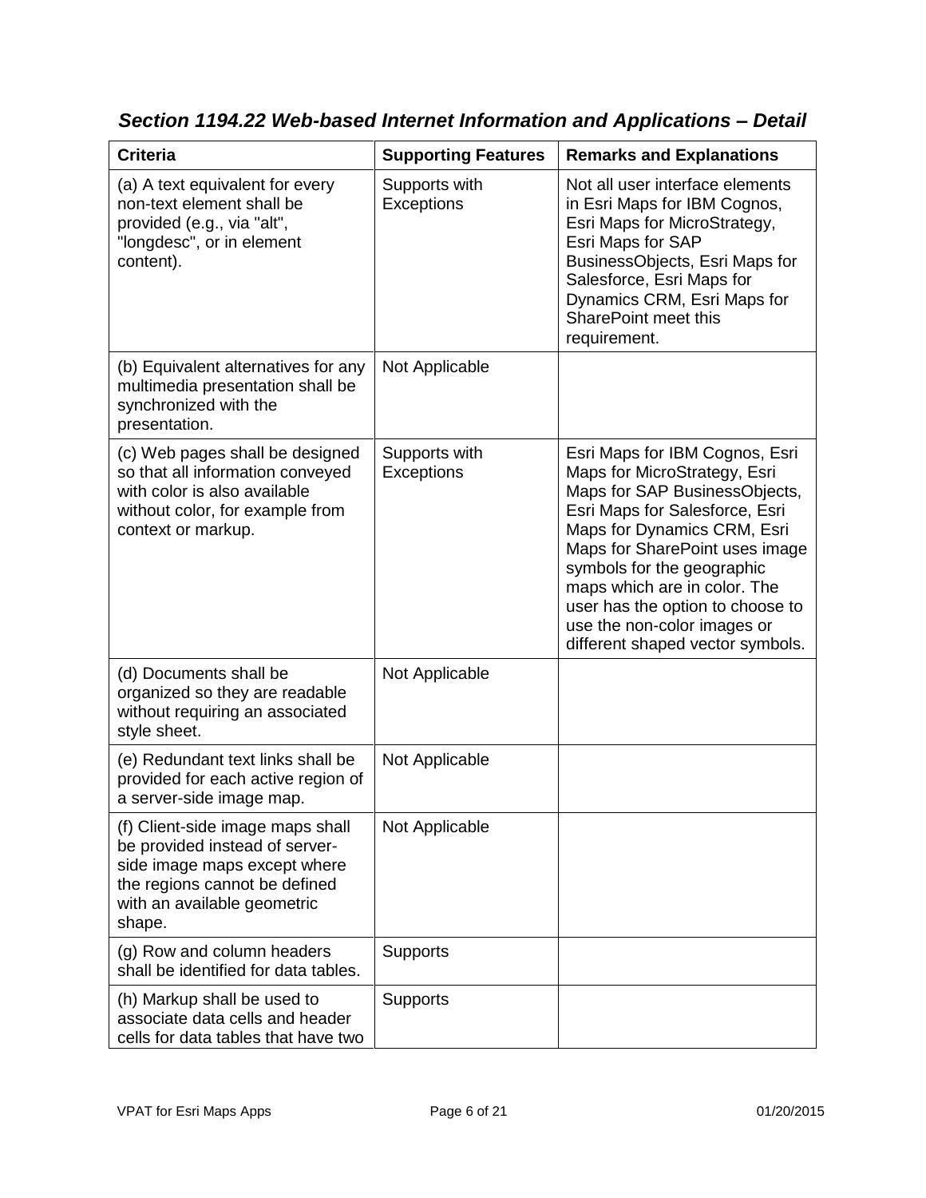### *Section 1194.22 Web-based Internet Information and Applications – Detail*

| Criteria | Supporting Features | Remarks and Explanations |
|---|---|---|
| (a) A text equivalent for every non-text element shall be provided (e.g., via "alt", "longdesc", or in element content). | Supports with Exceptions | Not all user interface elements in Esri Maps for IBM Cognos, Esri Maps for MicroStrategy, Esri Maps for SAP BusinessObjects, Esri Maps for Salesforce, Esri Maps for Dynamics CRM, Esri Maps for SharePoint meet this requirement. |
| (b) Equivalent alternatives for any multimedia presentation shall be synchronized with the presentation. | Not Applicable | |
| (c) Web pages shall be designed so that all information conveyed with color is also available without color, for example from context or markup. | Supports with Exceptions | Esri Maps for IBM Cognos, Esri Maps for MicroStrategy, Esri Maps for SAP BusinessObjects, Esri Maps for Salesforce, Esri Maps for Dynamics CRM, Esri Maps for SharePoint uses image symbols for the geographic maps which are in color. The user has the option to choose to use the non-color images or different shaped vector symbols. |
| (d) Documents shall be organized so they are readable without requiring an associated style sheet. | Not Applicable | |
| (e) Redundant text links shall be provided for each active region of a server-side image map. | Not Applicable | |
| (f) Client-side image maps shall be provided instead of server-side image maps except where the regions cannot be defined with an available geometric shape. | Not Applicable | |
| (g) Row and column headers shall be identified for data tables. | Supports | |
| (h) Markup shall be used to associate data cells and header cells for data tables that have two | Supports | |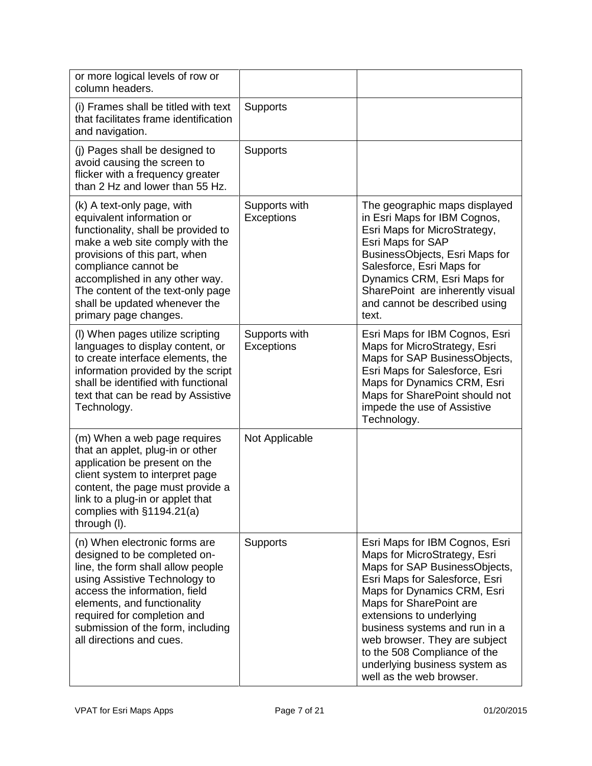| | | |
|---|---|---|
| or more logical levels of row or column headers. | | |
| (i) Frames shall be titled with text that facilitates frame identification and navigation. | Supports | |
| (j) Pages shall be designed to avoid causing the screen to flicker with a frequency greater than 2 Hz and lower than 55 Hz. | Supports | |
| (k) A text-only page, with equivalent information or functionality, shall be provided to make a web site comply with the provisions of this part, when compliance cannot be accomplished in any other way. The content of the text-only page shall be updated whenever the primary page changes. | Supports with Exceptions | The geographic maps displayed in Esri Maps for IBM Cognos, Esri Maps for MicroStrategy, Esri Maps for SAP BusinessObjects, Esri Maps for Salesforce, Esri Maps for Dynamics CRM, Esri Maps for SharePoint are inherently visual and cannot be described using text. |
| (l) When pages utilize scripting languages to display content, or to create interface elements, the information provided by the script shall be identified with functional text that can be read by Assistive Technology. | Supports with Exceptions | Esri Maps for IBM Cognos, Esri Maps for MicroStrategy, Esri Maps for SAP BusinessObjects, Esri Maps for Salesforce, Esri Maps for Dynamics CRM, Esri Maps for SharePoint should not impede the use of Assistive Technology. |
| (m) When a web page requires that an applet, plug-in or other application be present on the client system to interpret page content, the page must provide a link to a plug-in or applet that complies with §1194.21(a) through (l). | Not Applicable | |
| (n) When electronic forms are designed to be completed on-line, the form shall allow people using Assistive Technology to access the information, field elements, and functionality required for completion and submission of the form, including all directions and cues. | Supports | Esri Maps for IBM Cognos, Esri Maps for MicroStrategy, Esri Maps for SAP BusinessObjects, Esri Maps for Salesforce, Esri Maps for Dynamics CRM, Esri Maps for SharePoint are extensions to underlying business systems and run in a web browser. They are subject to the 508 Compliance of the underlying business system as well as the web browser. |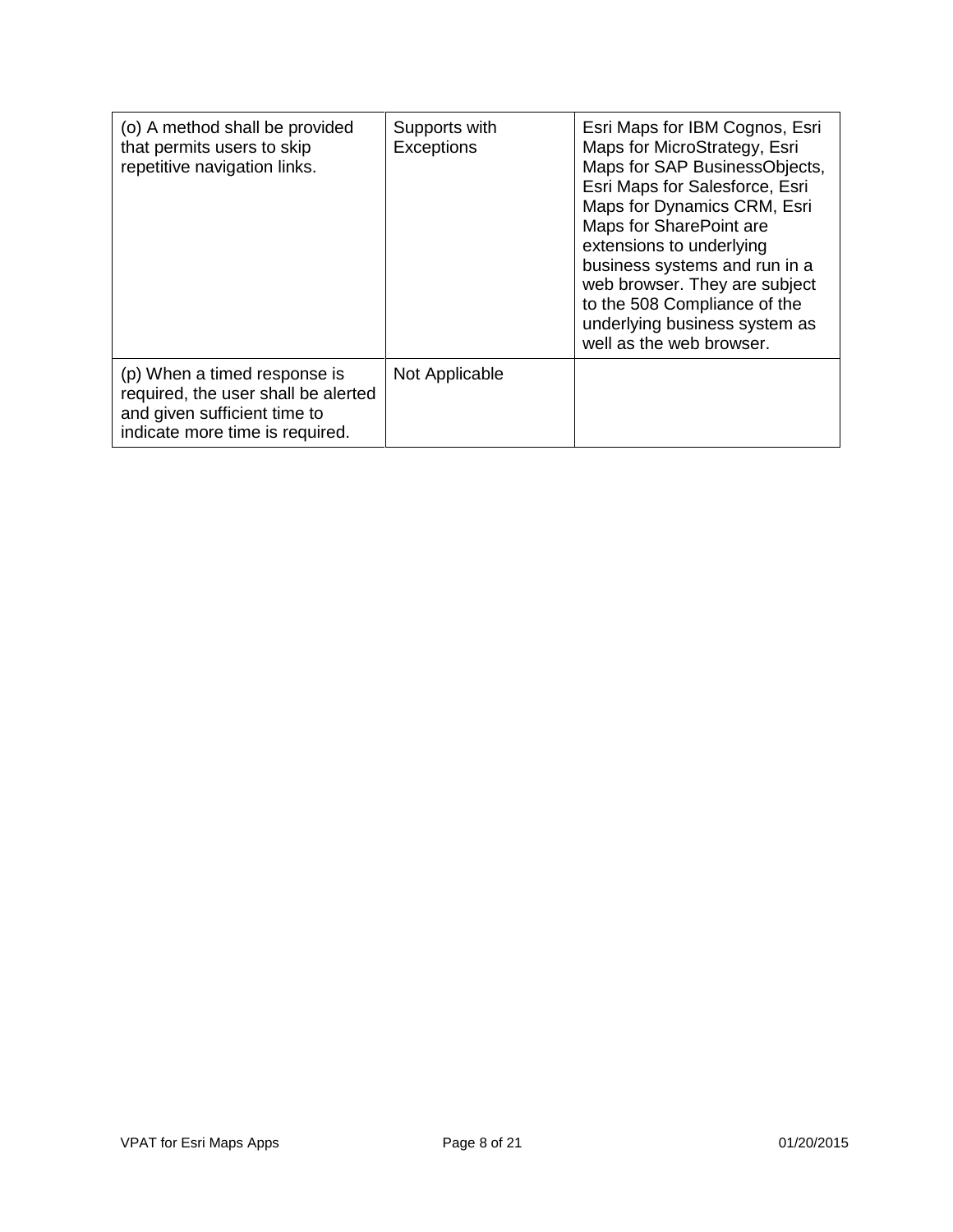| | | |
|---|---|---|
| (o) A method shall be provided that permits users to skip repetitive navigation links. | Supports with Exceptions | Esri Maps for IBM Cognos, Esri Maps for MicroStrategy, Esri Maps for SAP BusinessObjects, Esri Maps for Salesforce, Esri Maps for Dynamics CRM, Esri Maps for SharePoint are extensions to underlying business systems and run in a web browser. They are subject to the 508 Compliance of the underlying business system as well as the web browser. |
| (p) When a timed response is required, the user shall be alerted and given sufficient time to indicate more time is required. | Not Applicable | |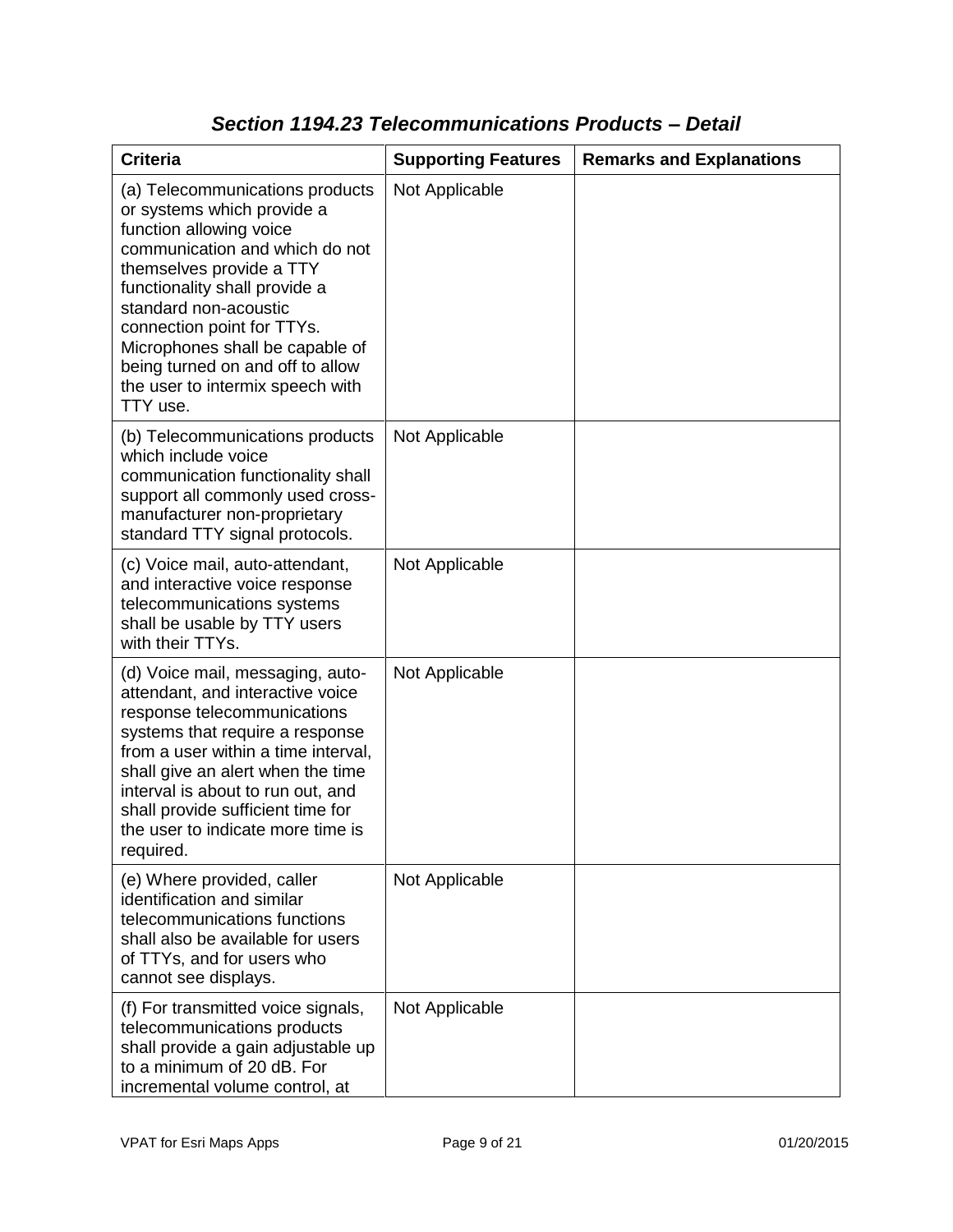### *Section 1194.23 Telecommunications Products – Detail*

| Criteria | Supporting Features | Remarks and Explanations |
| --- | --- | --- |
| (a) Telecommunications products or systems which provide a function allowing voice communication and which do not themselves provide a TTY functionality shall provide a standard non-acoustic connection point for TTYs. Microphones shall be capable of being turned on and off to allow the user to intermix speech with TTY use. | Not Applicable | |
| (b) Telecommunications products which include voice communication functionality shall support all commonly used cross-manufacturer non-proprietary standard TTY signal protocols. | Not Applicable | |
| (c) Voice mail, auto-attendant, and interactive voice response telecommunications systems shall be usable by TTY users with their TTYs. | Not Applicable | |
| (d) Voice mail, messaging, auto-attendant, and interactive voice response telecommunications systems that require a response from a user within a time interval, shall give an alert when the time interval is about to run out, and shall provide sufficient time for the user to indicate more time is required. | Not Applicable | |
| (e) Where provided, caller identification and similar telecommunications functions shall also be available for users of TTYs, and for users who cannot see displays. | Not Applicable | |
| (f) For transmitted voice signals, telecommunications products shall provide a gain adjustable up to a minimum of 20 dB. For incremental volume control, at | Not Applicable | |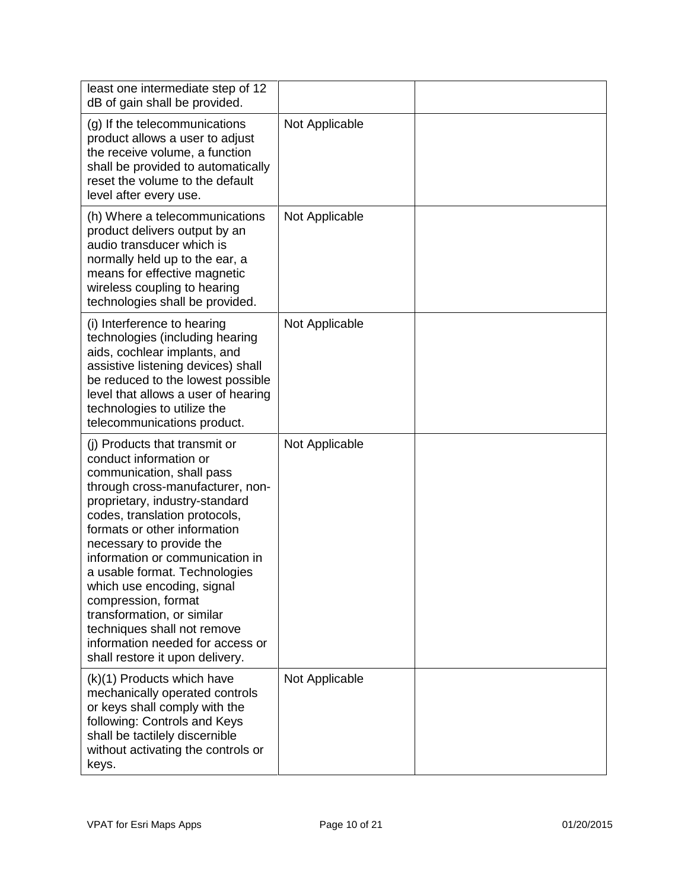| | | |
|---|---|---|
| least one intermediate step of 12 dB of gain shall be provided. | | |
| (g) If the telecommunications product allows a user to adjust the receive volume, a function shall be provided to automatically reset the volume to the default level after every use. | Not Applicable | |
| (h) Where a telecommunications product delivers output by an audio transducer which is normally held up to the ear, a means for effective magnetic wireless coupling to hearing technologies shall be provided. | Not Applicable | |
| (i) Interference to hearing technologies (including hearing aids, cochlear implants, and assistive listening devices) shall be reduced to the lowest possible level that allows a user of hearing technologies to utilize the telecommunications product. | Not Applicable | |
| (j) Products that transmit or conduct information or communication, shall pass through cross-manufacturer, non-proprietary, industry-standard codes, translation protocols, formats or other information necessary to provide the information or communication in a usable format. Technologies which use encoding, signal compression, format transformation, or similar techniques shall not remove information needed for access or shall restore it upon delivery. | Not Applicable | |
| (k)(1) Products which have mechanically operated controls or keys shall comply with the following: Controls and Keys shall be tactilely discernible without activating the controls or keys. | Not Applicable | |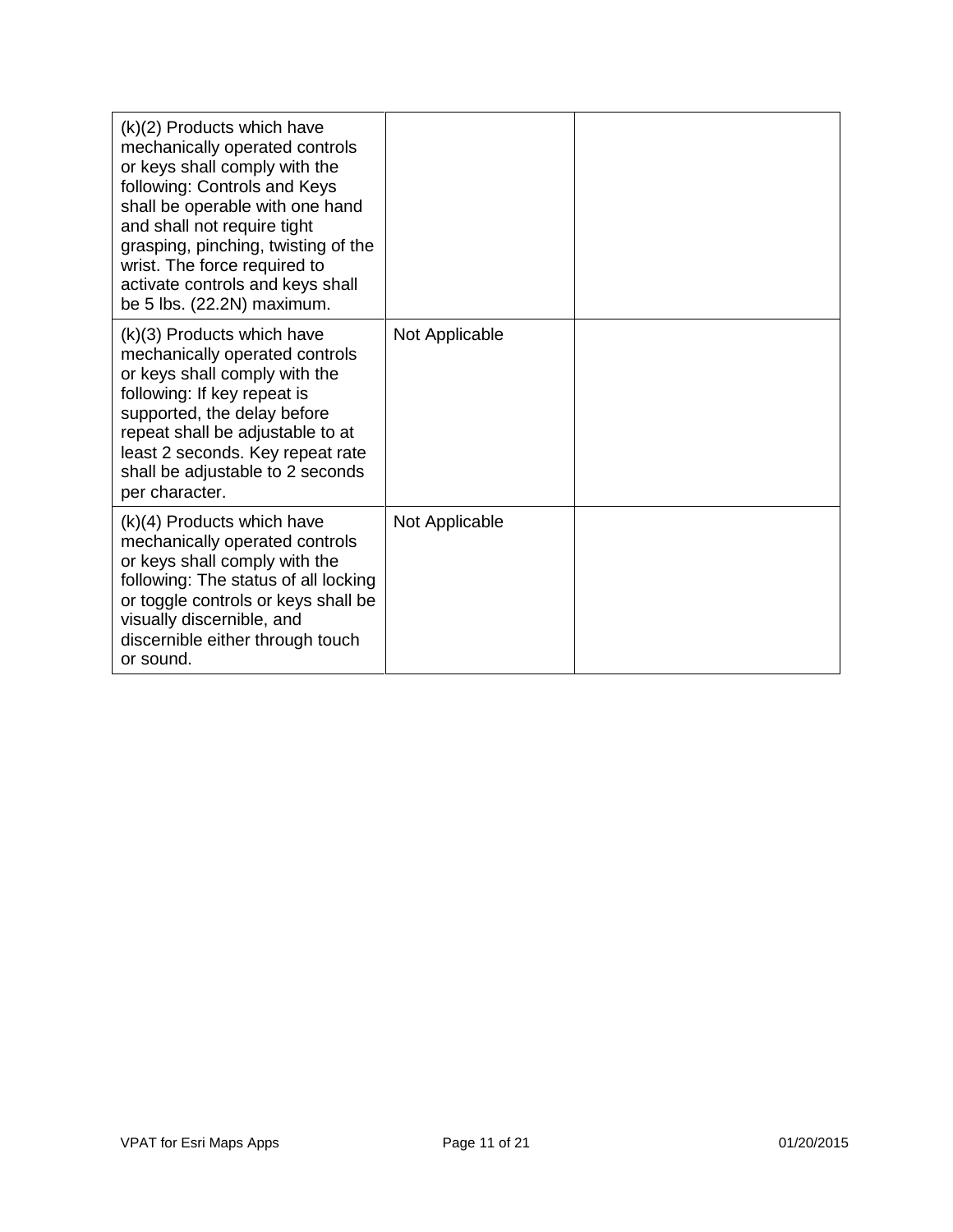| | | |
|---|---|---|
| (k)(2) Products which have mechanically operated controls or keys shall comply with the following: Controls and Keys shall be operable with one hand and shall not require tight grasping, pinching, twisting of the wrist. The force required to activate controls and keys shall be 5 lbs. (22.2N) maximum. | | |
| (k)(3) Products which have mechanically operated controls or keys shall comply with the following: If key repeat is supported, the delay before repeat shall be adjustable to at least 2 seconds. Key repeat rate shall be adjustable to 2 seconds per character. | Not Applicable | |
| (k)(4) Products which have mechanically operated controls or keys shall comply with the following: The status of all locking or toggle controls or keys shall be visually discernible, and discernible either through touch or sound. | Not Applicable | |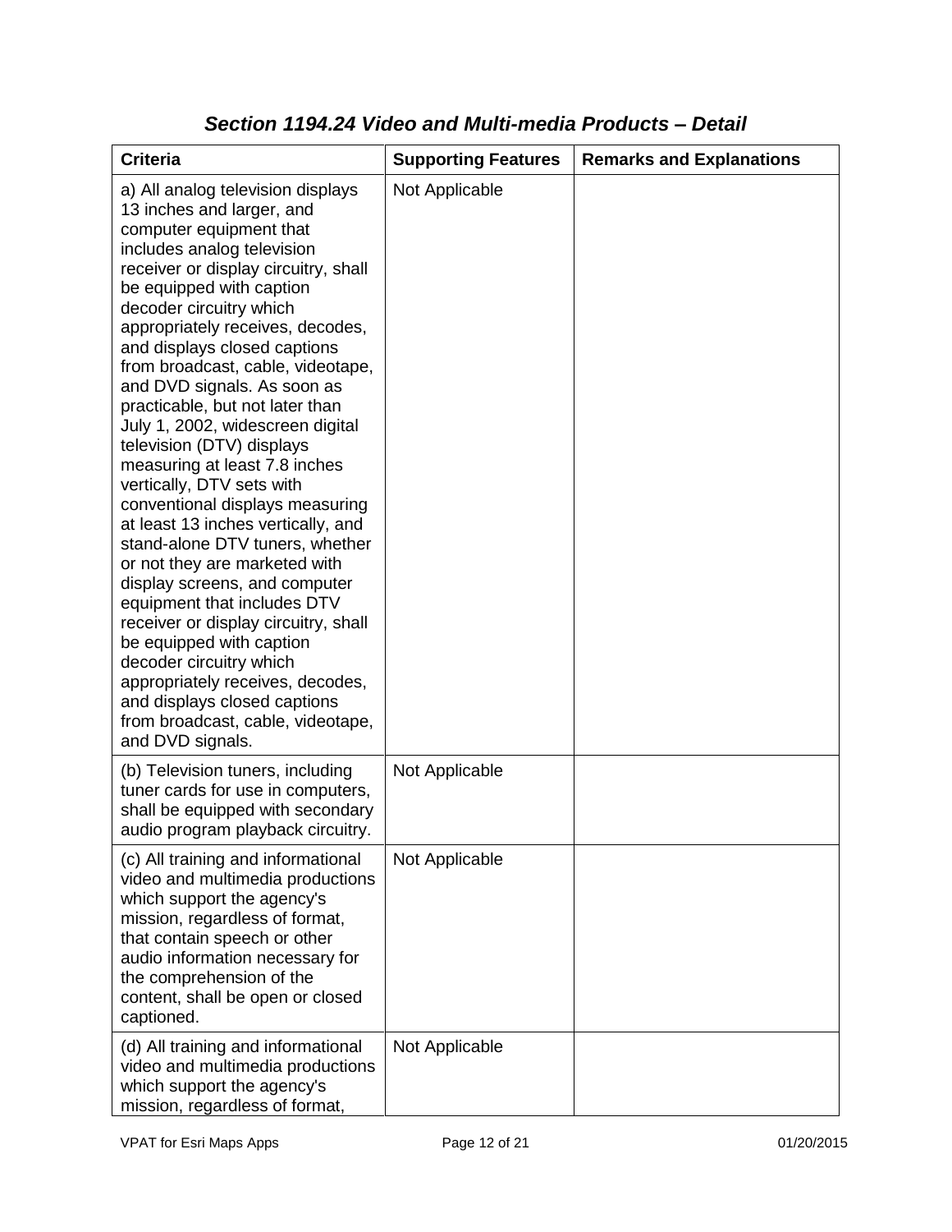## *Section 1194.24 Video and Multi-media Products – Detail*

| Criteria | Supporting Features | Remarks and Explanations |
|---|---|---|
| a) All analog television displays 13 inches and larger, and computer equipment that includes analog television receiver or display circuitry, shall be equipped with caption decoder circuitry which appropriately receives, decodes, and displays closed captions from broadcast, cable, videotape, and DVD signals. As soon as practicable, but not later than July 1, 2002, widescreen digital television (DTV) displays measuring at least 7.8 inches vertically, DTV sets with conventional displays measuring at least 13 inches vertically, and stand-alone DTV tuners, whether or not they are marketed with display screens, and computer equipment that includes DTV receiver or display circuitry, shall be equipped with caption decoder circuitry which appropriately receives, decodes, and displays closed captions from broadcast, cable, videotape, and DVD signals. | Not Applicable | |
| (b) Television tuners, including tuner cards for use in computers, shall be equipped with secondary audio program playback circuitry. | Not Applicable | |
| (c) All training and informational video and multimedia productions which support the agency's mission, regardless of format, that contain speech or other audio information necessary for the comprehension of the content, shall be open or closed captioned. | Not Applicable | |
| (d) All training and informational video and multimedia productions which support the agency's mission, regardless of format, | Not Applicable | |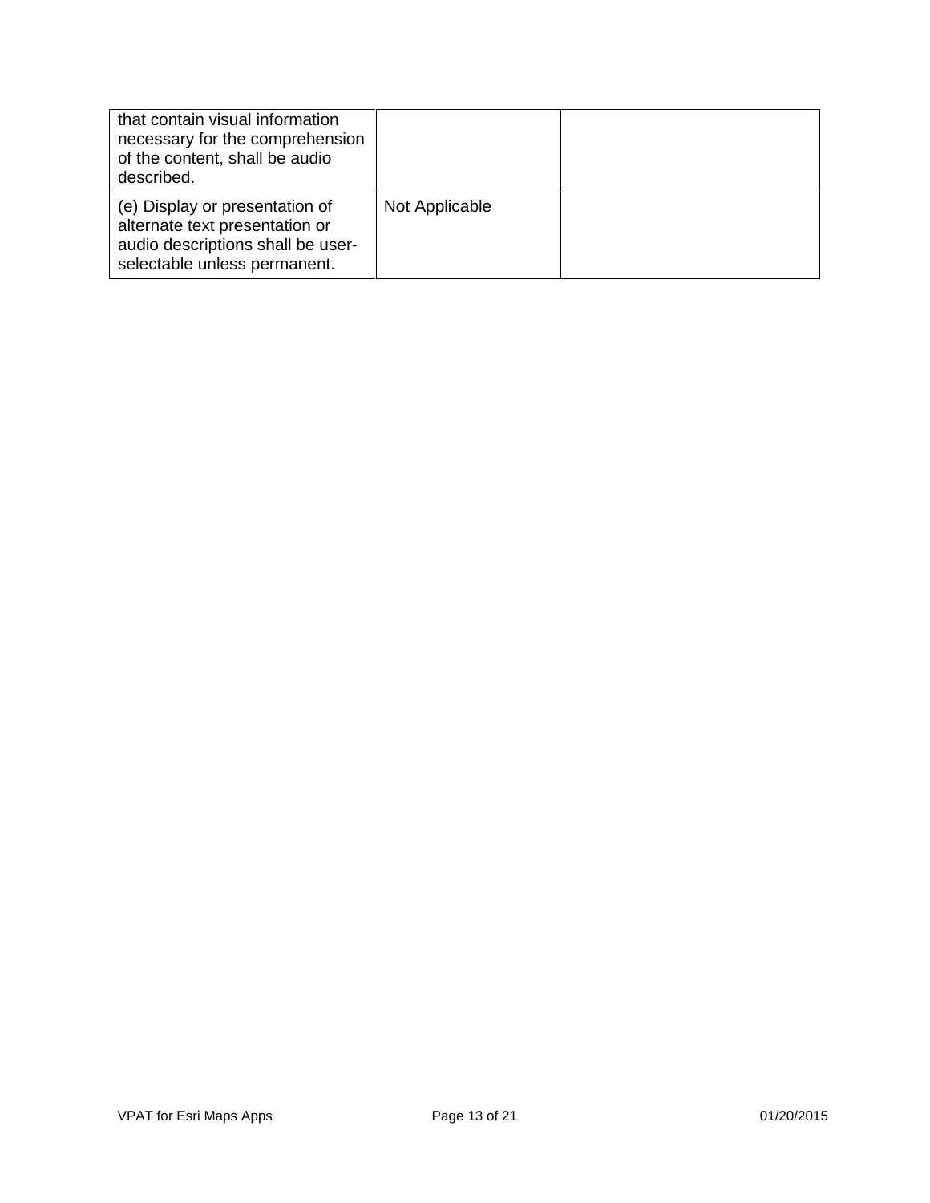| | | |
|---|---|---|
| that contain visual information necessary for the comprehension of the content, shall be audio described. | | |
| (e) Display or presentation of alternate text presentation or audio descriptions shall be user-selectable unless permanent. | Not Applicable | |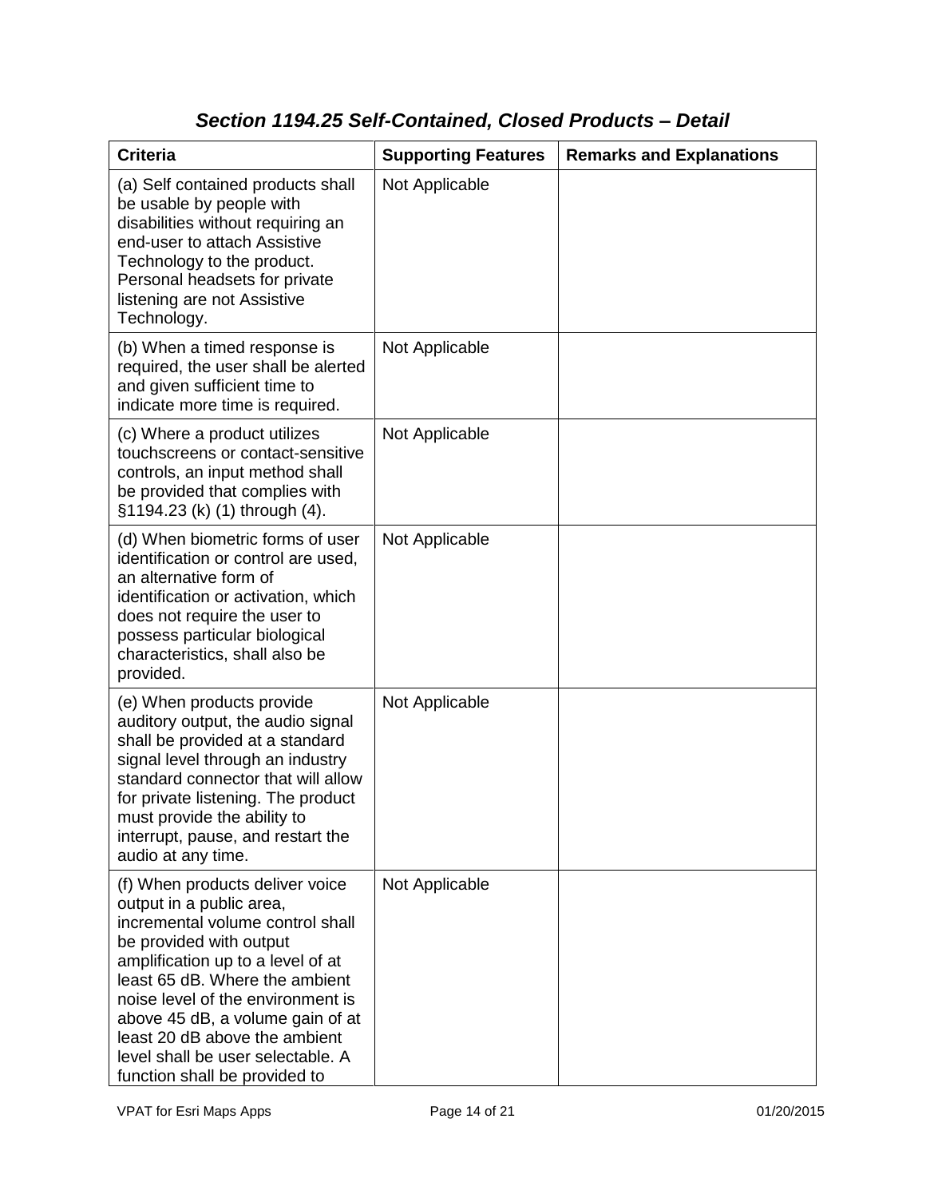### *Section 1194.25 Self-Contained, Closed Products – Detail*

| Criteria | Supporting Features | Remarks and Explanations |
|---|---|---|
| (a) Self contained products shall be usable by people with disabilities without requiring an end-user to attach Assistive Technology to the product. Personal headsets for private listening are not Assistive Technology. | Not Applicable | |
| (b) When a timed response is required, the user shall be alerted and given sufficient time to indicate more time is required. | Not Applicable | |
| (c) Where a product utilizes touchscreens or contact-sensitive controls, an input method shall be provided that complies with §1194.23 (k) (1) through (4). | Not Applicable | |
| (d) When biometric forms of user identification or control are used, an alternative form of identification or activation, which does not require the user to possess particular biological characteristics, shall also be provided. | Not Applicable | |
| (e) When products provide auditory output, the audio signal shall be provided at a standard signal level through an industry standard connector that will allow for private listening. The product must provide the ability to interrupt, pause, and restart the audio at any time. | Not Applicable | |
| (f) When products deliver voice output in a public area, incremental volume control shall be provided with output amplification up to a level of at least 65 dB. Where the ambient noise level of the environment is above 45 dB, a volume gain of at least 20 dB above the ambient level shall be user selectable. A function shall be provided to | Not Applicable | |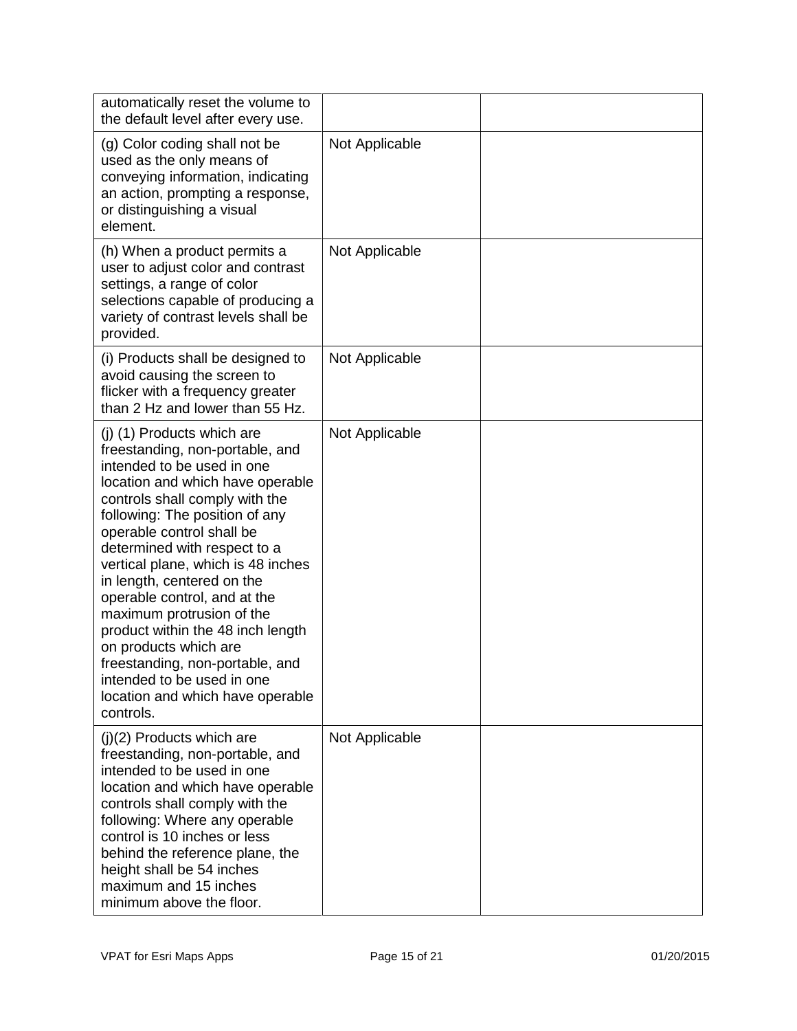| | | |
|---|---|---|
| automatically reset the volume to the default level after every use. | | |
| (g) Color coding shall not be used as the only means of conveying information, indicating an action, prompting a response, or distinguishing a visual element. | Not Applicable | |
| (h) When a product permits a user to adjust color and contrast settings, a range of color selections capable of producing a variety of contrast levels shall be provided. | Not Applicable | |
| (i) Products shall be designed to avoid causing the screen to flicker with a frequency greater than 2 Hz and lower than 55 Hz. | Not Applicable | |
| (j) (1) Products which are freestanding, non-portable, and intended to be used in one location and which have operable controls shall comply with the following: The position of any operable control shall be determined with respect to a vertical plane, which is 48 inches in length, centered on the operable control, and at the maximum protrusion of the product within the 48 inch length on products which are freestanding, non-portable, and intended to be used in one location and which have operable controls. | Not Applicable | |
| (j)(2) Products which are freestanding, non-portable, and intended to be used in one location and which have operable controls shall comply with the following: Where any operable control is 10 inches or less behind the reference plane, the height shall be 54 inches maximum and 15 inches minimum above the floor. | Not Applicable | |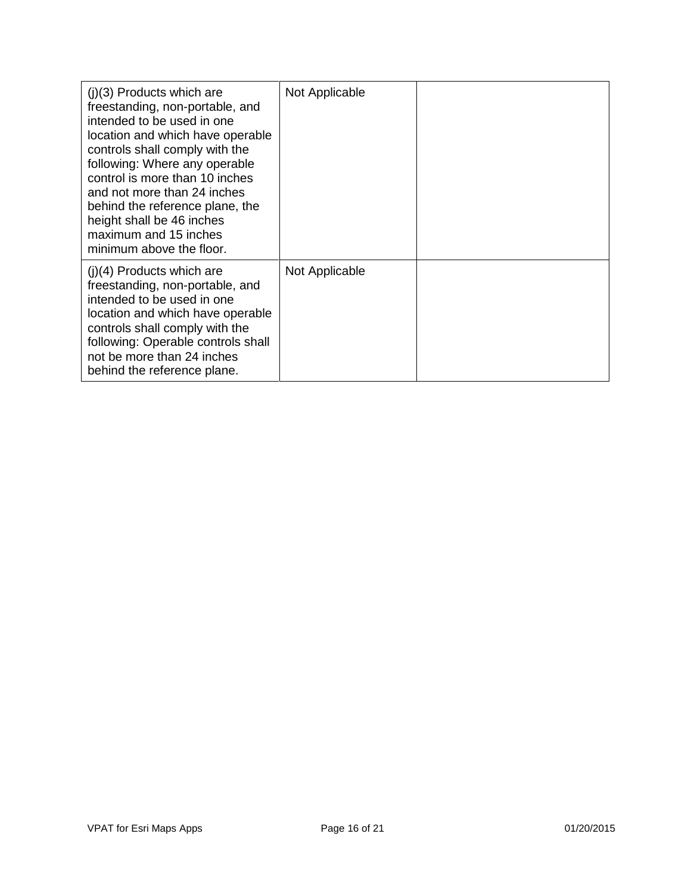| | | |
|---|---|---|
| (j)(3) Products which are freestanding, non-portable, and intended to be used in one location and which have operable controls shall comply with the following: Where any operable control is more than 10 inches and not more than 24 inches behind the reference plane, the height shall be 46 inches maximum and 15 inches minimum above the floor. | Not Applicable | |
| (j)(4) Products which are freestanding, non-portable, and intended to be used in one location and which have operable controls shall comply with the following: Operable controls shall not be more than 24 inches behind the reference plane. | Not Applicable | |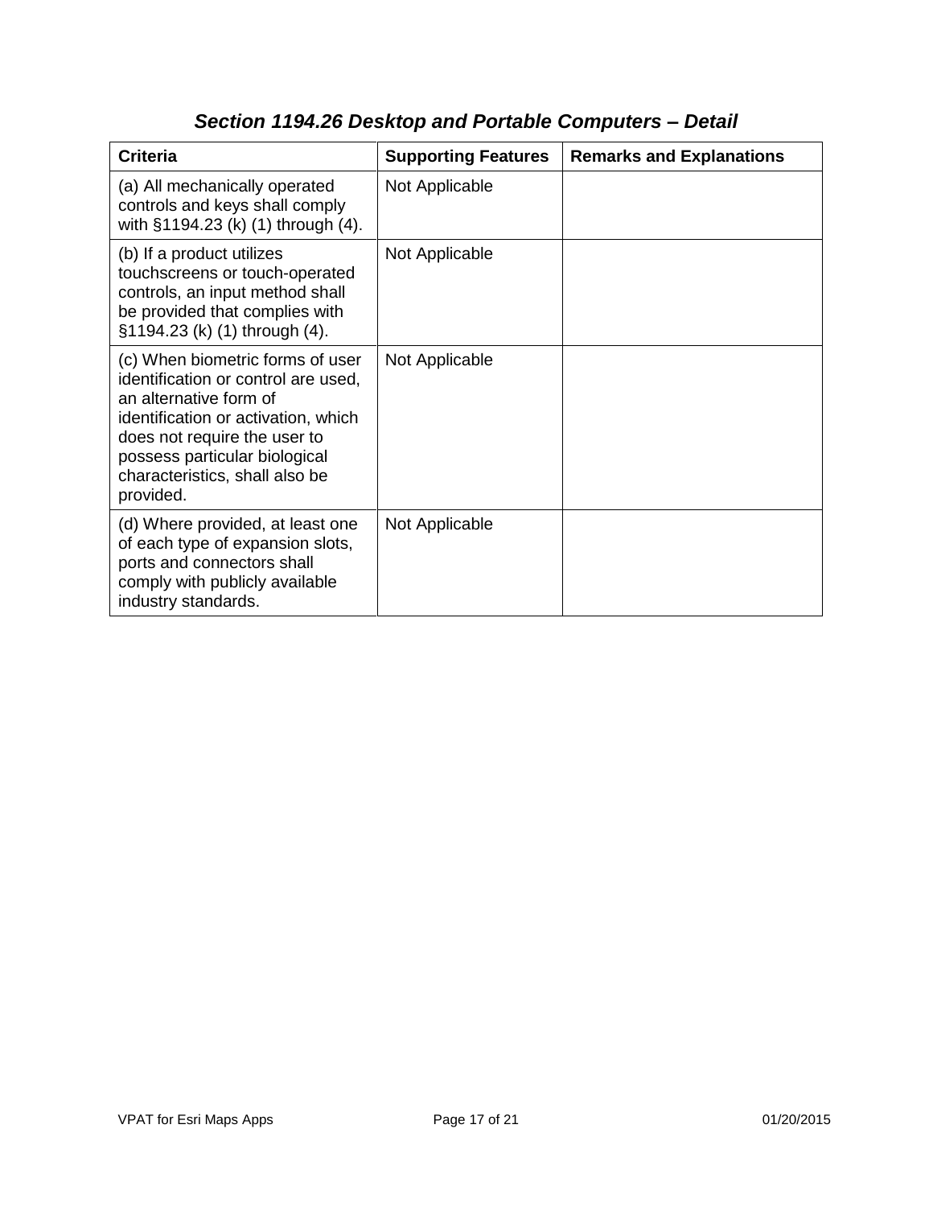## *Section 1194.26 Desktop and Portable Computers – Detail*

| Criteria | Supporting Features | Remarks and Explanations |
| --- | --- | --- |
| (a) All mechanically operated controls and keys shall comply with §1194.23 (k) (1) through (4). | Not Applicable | |
| (b) If a product utilizes touchscreens or touch-operated controls, an input method shall be provided that complies with §1194.23 (k) (1) through (4). | Not Applicable | |
| (c) When biometric forms of user identification or control are used, an alternative form of identification or activation, which does not require the user to possess particular biological characteristics, shall also be provided. | Not Applicable | |
| (d) Where provided, at least one of each type of expansion slots, ports and connectors shall comply with publicly available industry standards. | Not Applicable | |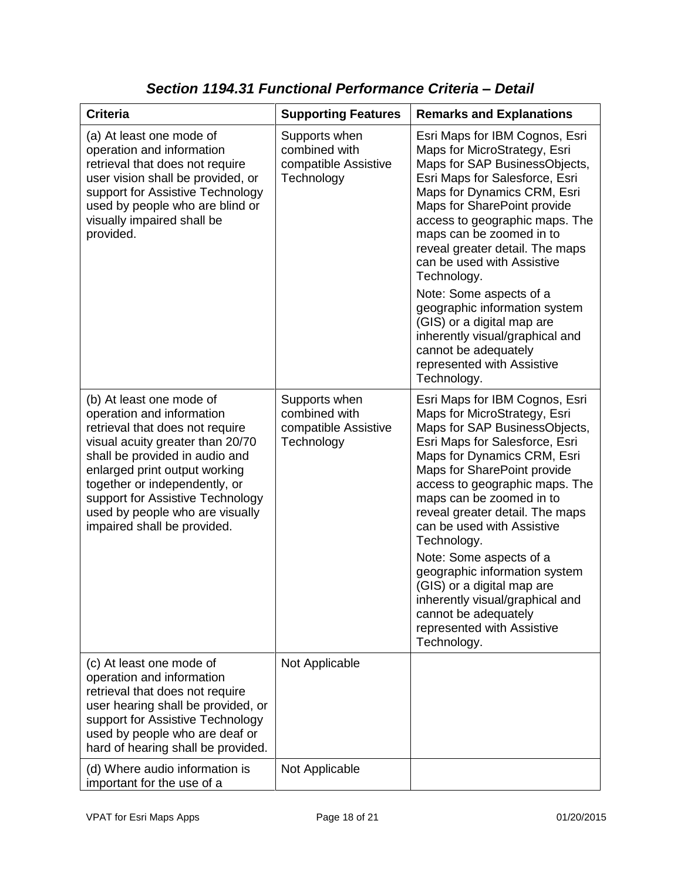### *Section 1194.31 Functional Performance Criteria – Detail*

| Criteria | Supporting Features | Remarks and Explanations |
| --- | --- | --- |
| (a) At least one mode of operation and information retrieval that does not require user vision shall be provided, or support for Assistive Technology used by people who are blind or visually impaired shall be provided. | Supports when combined with compatible Assistive Technology | Esri Maps for IBM Cognos, Esri Maps for MicroStrategy, Esri Maps for SAP BusinessObjects, Esri Maps for Salesforce, Esri Maps for Dynamics CRM, Esri Maps for SharePoint provide access to geographic maps. The maps can be zoomed in to reveal greater detail. The maps can be used with Assistive Technology.<br><br>Note: Some aspects of a geographic information system (GIS) or a digital map are inherently visual/graphical and cannot be adequately represented with Assistive Technology. |
| (b) At least one mode of operation and information retrieval that does not require visual acuity greater than 20/70 shall be provided in audio and enlarged print output working together or independently, or support for Assistive Technology used by people who are visually impaired shall be provided. | Supports when combined with compatible Assistive Technology | Esri Maps for IBM Cognos, Esri Maps for MicroStrategy, Esri Maps for SAP BusinessObjects, Esri Maps for Salesforce, Esri Maps for Dynamics CRM, Esri Maps for SharePoint provide access to geographic maps. The maps can be zoomed in to reveal greater detail. The maps can be used with Assistive Technology.<br><br>Note: Some aspects of a geographic information system (GIS) or a digital map are inherently visual/graphical and cannot be adequately represented with Assistive Technology. |
| (c) At least one mode of operation and information retrieval that does not require user hearing shall be provided, or support for Assistive Technology used by people who are deaf or hard of hearing shall be provided. | Not Applicable | |
| (d) Where audio information is important for the use of a | Not Applicable | |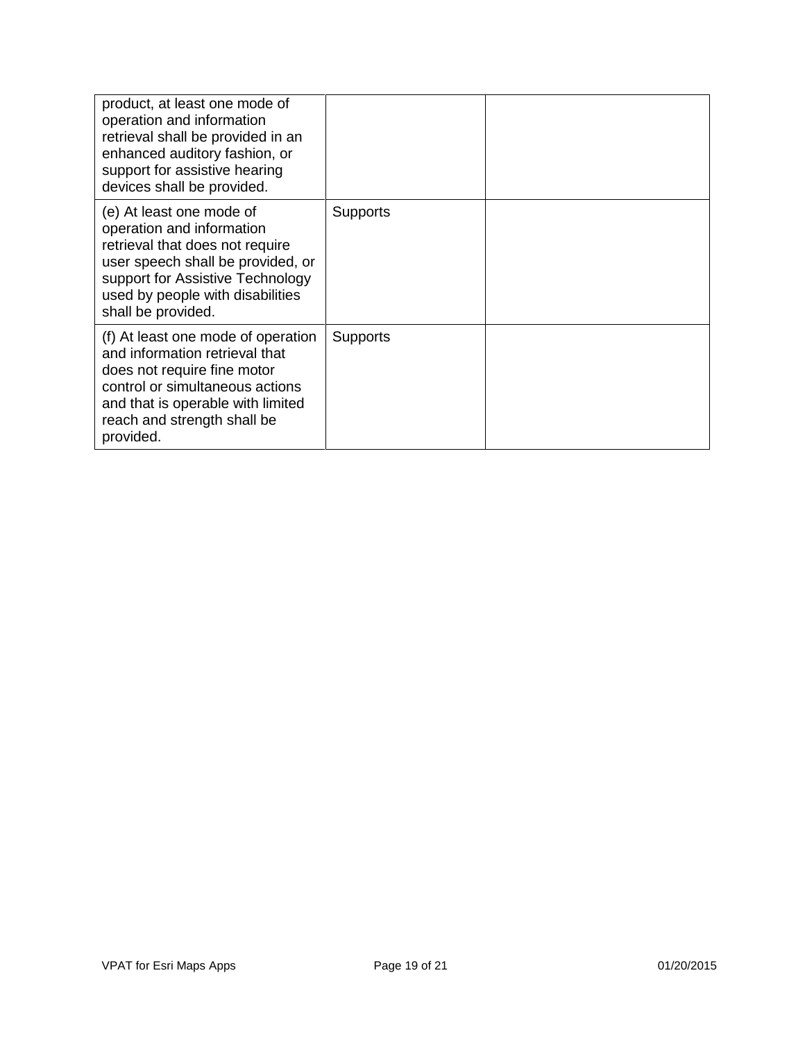| | | |
|---|---|---|
| product, at least one mode of operation and information retrieval shall be provided in an enhanced auditory fashion, or support for assistive hearing devices shall be provided. | | |
| (e) At least one mode of operation and information retrieval that does not require user speech shall be provided, or support for Assistive Technology used by people with disabilities shall be provided. | Supports | |
| (f) At least one mode of operation and information retrieval that does not require fine motor control or simultaneous actions and that is operable with limited reach and strength shall be provided. | Supports | |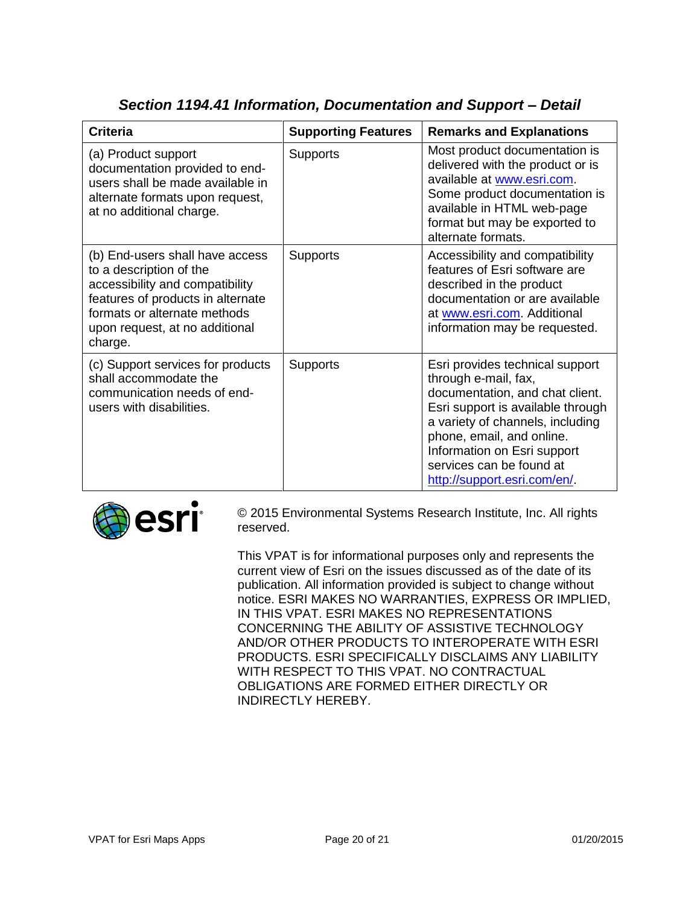### *Section 1194.41 Information, Documentation and Support – Detail*

| Criteria | Supporting Features | Remarks and Explanations |
|---|---|---|
| (a) Product support documentation provided to end-users shall be made available in alternate formats upon request, at no additional charge. | Supports | Most product documentation is delivered with the product or is available at www.esri.com. Some product documentation is available in HTML web-page format but may be exported to alternate formats. |
| (b) End-users shall have access to a description of the accessibility and compatibility features of products in alternate formats or alternate methods upon request, at no additional charge. | Supports | Accessibility and compatibility features of Esri software are described in the product documentation or are available at www.esri.com. Additional information may be requested. |
| (c) Support services for products shall accommodate the communication needs of end-users with disabilities. | Supports | Esri provides technical support through e-mail, fax, documentation, and chat client. Esri support is available through a variety of channels, including phone, email, and online. Information on Esri support services can be found at http://support.esri.com/en/. |

© 2015 Environmental Systems Research Institute, Inc. All rights reserved.

This VPAT is for informational purposes only and represents the current view of Esri on the issues discussed as of the date of its publication. All information provided is subject to change without notice. ESRI MAKES NO WARRANTIES, EXPRESS OR IMPLIED, IN THIS VPAT. ESRI MAKES NO REPRESENTATIONS CONCERNING THE ABILITY OF ASSISTIVE TECHNOLOGY AND/OR OTHER PRODUCTS TO INTEROPERATE WITH ESRI PRODUCTS. ESRI SPECIFICALLY DISCLAIMS ANY LIABILITY WITH RESPECT TO THIS VPAT. NO CONTRACTUAL OBLIGATIONS ARE FORMED EITHER DIRECTLY OR INDIRECTLY HEREBY.